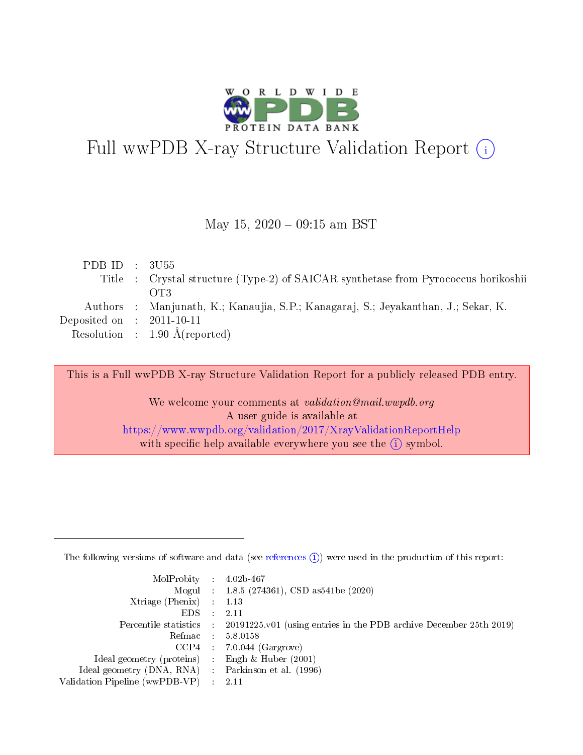# Full wwPDB X-ray Structure Validation Report (i)

May 15, 2020 – 09:15 am BST

| | | |
|---|---|---|
| PDB ID | : | 3U55 |
| Title | : | Crystal structure (Type-2) of SAICAR synthetase from Pyrococcus horikoshii OT3 |
| Authors | : | Manjunath, K.; Kanaujia, S.P.; Kanagaraj, S.; Jeyakanthan, J.; Sekar, K. |
| Deposited on | : | 2011-10-11 |
| Resolution | : | 1.90 Å(reported) |

This is a Full wwPDB X-ray Structure Validation Report for a publicly released PDB entry.

We welcome your comments at *validation@mail.wwpdb.org*
A user guide is available at
https://www.wwpdb.org/validation/2017/XrayValidationReportHelp
with specific help available everywhere you see the (i) symbol.

---

The following versions of software and data (see references (i)) were used in the production of this report:

| | | |
|---|---|---|
| MolProbity | : | 4.02b-467 |
| Mogul | : | 1.8.5 (274361), CSD as541be (2020) |
| Xtriage (Phenix) | : | 1.13 |
| EDS | : | 2.11 |
| Percentile statistics | : | 20191225.v01 (using entries in the PDB archive December 25th 2019) |
| Refmac | : | 5.8.0158 |
| CCP4 | : | 7.0.044 (Gargrove) |
| Ideal geometry (proteins) | : | Engh & Huber (2001) |
| Ideal geometry (DNA, RNA) | : | Parkinson et al. (1996) |
| Validation Pipeline (wwPDB-VP) | : | 2.11 |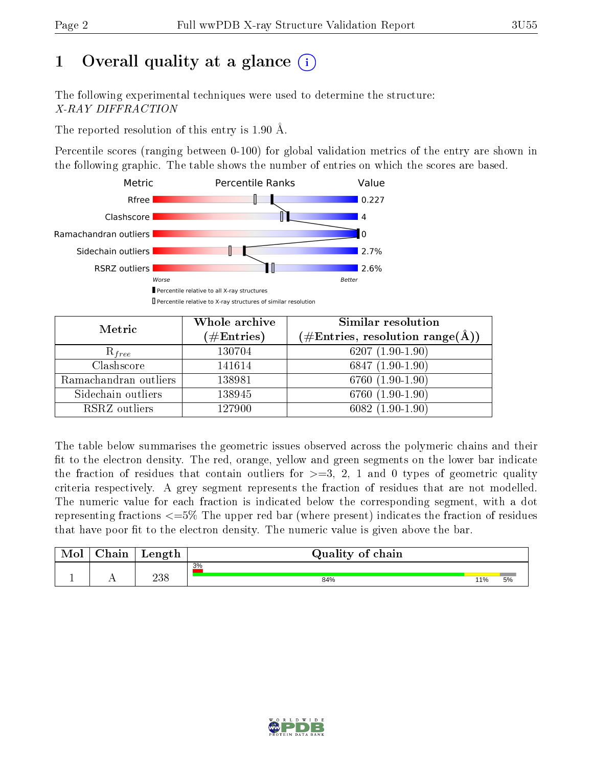# 1 Overall quality at a glance

The following experimental techniques were used to determine the structure:
*X-RAY DIFFRACTION*

The reported resolution of this entry is 1.90 Å.

Percentile scores (ranging between 0-100) for global validation metrics of the entry are shown in the following graphic. The table shows the number of entries on which the scores are based.

| Metric | Value |
|---|---|
| Rfree | 0.227 |
| Clashscore | 4 |
| Ramachandran outliers | 0 |
| Sidechain outliers | 2.7% |
| RSRZ outliers | 2.6% |

| Metric | Whole archive (#Entries) | Similar resolution (#Entries, resolution range(Å)) |
|---|---|---|
| $R_{free}$ | 130704 | 6207 (1.90-1.90) |
| Clashscore | 141614 | 6847 (1.90-1.90) |
| Ramachandran outliers | 138981 | 6760 (1.90-1.90) |
| Sidechain outliers | 138945 | 6760 (1.90-1.90) |
| RSRZ outliers | 127900 | 6082 (1.90-1.90) |

The table below summarises the geometric issues observed across the polymeric chains and their fit to the electron density. The red, orange, yellow and green segments on the lower bar indicate the fraction of residues that contain outliers for >=3, 2, 1 and 0 types of geometric quality criteria respectively. A grey segment represents the fraction of residues that are not modelled. The numeric value for each fraction is indicated below the corresponding segment, with a dot representing fractions <=5% The upper red bar (where present) indicates the fraction of residues that have poor fit to the electron density. The numeric value is given above the bar.

| Mol | Chain | Length | Quality of chain |
|---|---|---|---|
| 1 | A | 238 | 3% / 84% / 11% / 5% |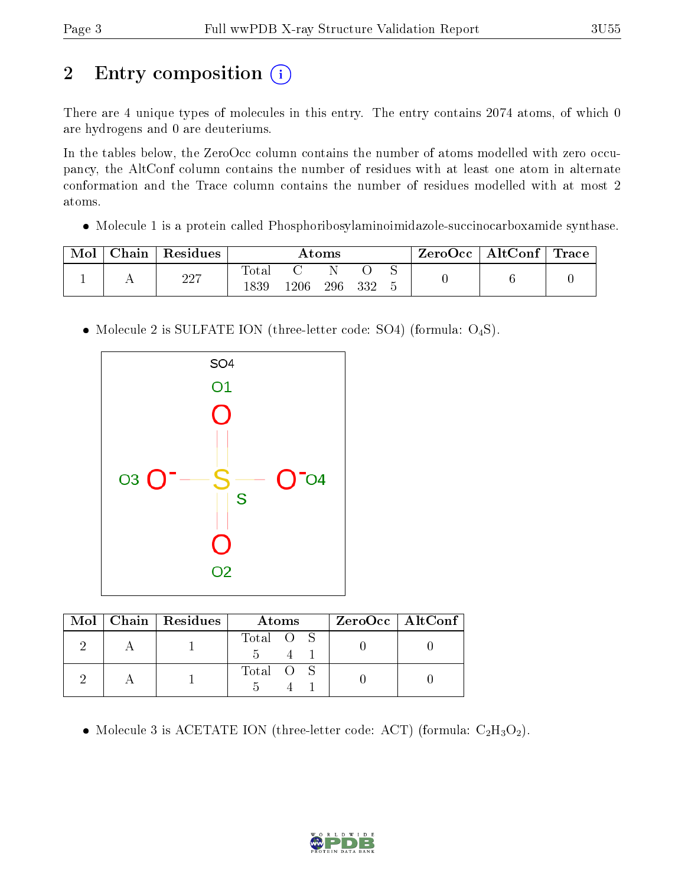## 2 Entry composition (i)

There are 4 unique types of molecules in this entry. The entry contains 2074 atoms, of which 0 are hydrogens and 0 are deuteriums.

In the tables below, the ZeroOcc column contains the number of atoms modelled with zero occupancy, the AltConf column contains the number of residues with at least one atom in alternate conformation and the Trace column contains the number of residues modelled with at most 2 atoms.

- Molecule 1 is a protein called Phosphoribosylaminoimidazole-succinocarboxamide synthase.

| Mol | Chain | Residues | Atoms | | | | | ZeroOcc | AltConf | Trace |
|---|---|---|---|---|---|---|---|---|---|---|
| 1 | A | 227 | Total<br>1839 | C<br>1206 | N<br>296 | O<br>332 | S<br>5 | 0 | 6 | 0 |

- Molecule 2 is SULFATE ION (three-letter code: SO4) (formula: $O_4S$).

| Mol | Chain | Residues | Atoms | | | ZeroOcc | AltConf |
|---|---|---|---|---|---|---|---|
| 2 | A | 1 | Total<br>5 | O<br>4 | S<br>1 | 0 | 0 |
| 2 | A | 1 | Total<br>5 | O<br>4 | S<br>1 | 0 | 0 |

- Molecule 3 is ACETATE ION (three-letter code: ACT) (formula: $C_2H_3O_2$).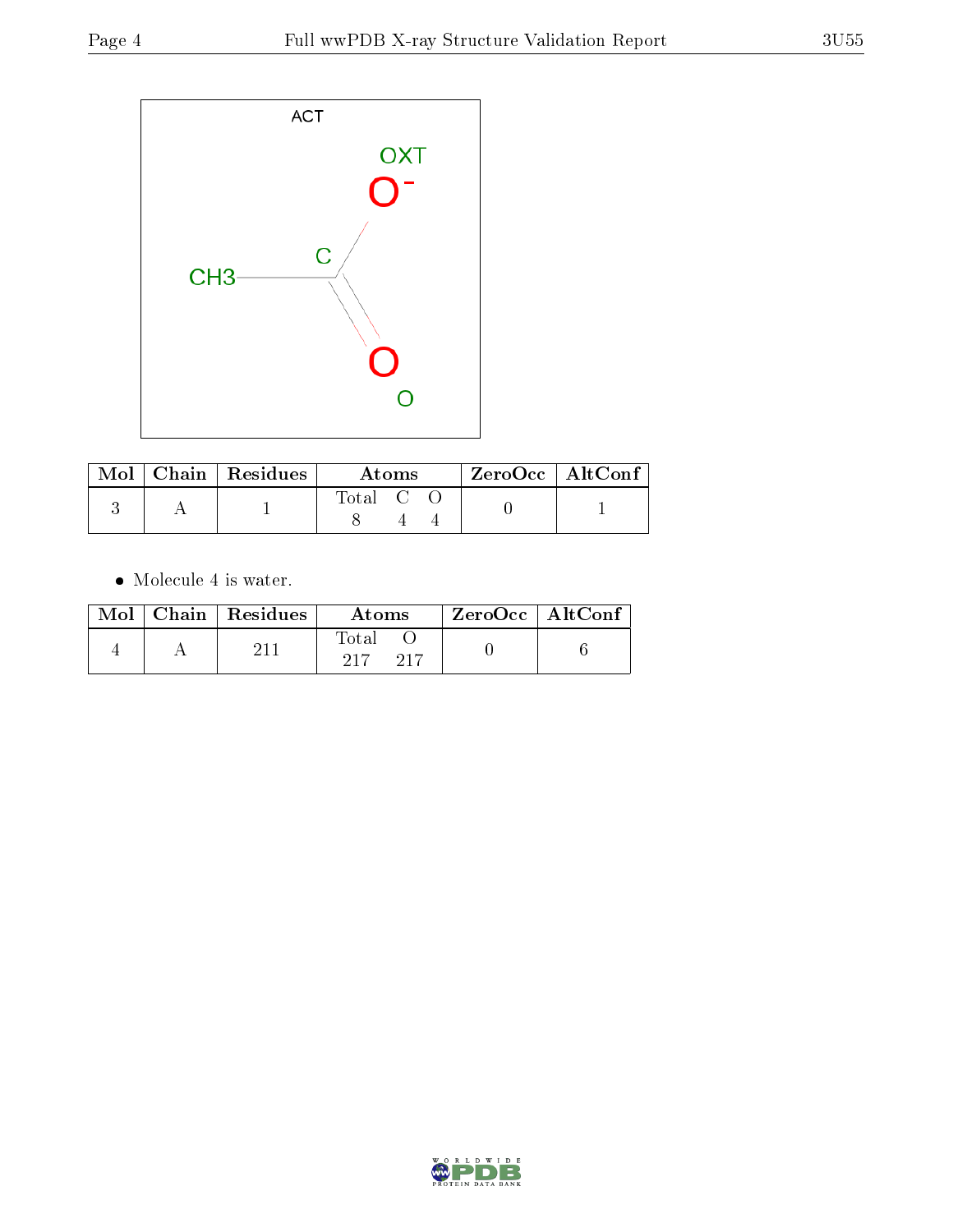ACT

| Mol | Chain | Residues | Atoms | | | ZeroOcc | AltConf |
|---|---|---|---|---|---|---|---|
| | | | Total | C | O | | |
| 3 | A | 1 | 8 | 4 | 4 | 0 | 1 |

- Molecule 4 is water.

| Mol | Chain | Residues | Atoms | | ZeroOcc | AltConf |
|---|---|---|---|---|---|---|
| | | | Total | O | | |
| 4 | A | 211 | 217 | 217 | 0 | 6 |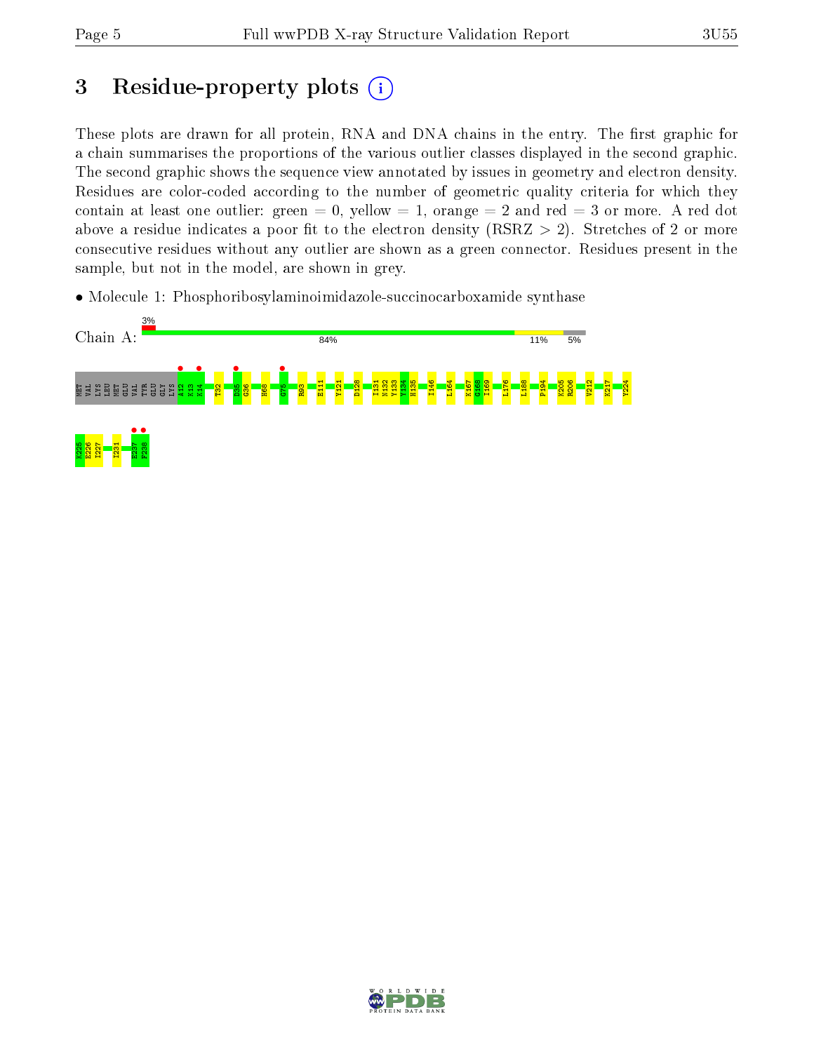# 3 Residue-property plots

These plots are drawn for all protein, RNA and DNA chains in the entry. The first graphic for a chain summarises the proportions of the various outlier classes displayed in the second graphic. The second graphic shows the sequence view annotated by issues in geometry and electron density. Residues are color-coded according to the number of geometric quality criteria for which they contain at least one outlier: green = 0, yellow = 1, orange = 2 and red = 3 or more. A red dot above a residue indicates a poor fit to the electron density (RSRZ > 2). Stretches of 2 or more consecutive residues without any outlier are shown as a green connector. Residues present in the sample, but not in the model, are shown in grey.

- Molecule 1: Phosphoribosylaminoimidazole-succinocarboxamide synthase

Chain A: 3% | 84% | 11% | 5%

MET VAL LYS LEU MET GLU VAL TYR GLU GLY LYS A12 K13 K14 T32 D35 G36 H68 G75 R93 E111 Y121 D128 I131 N132 Y133 Y134 H135 I146 L164 K167 G168 I169 L176 L188 P194 K205 R206 V212 K217 Y224 K225 E226 I227 I231 E237 F238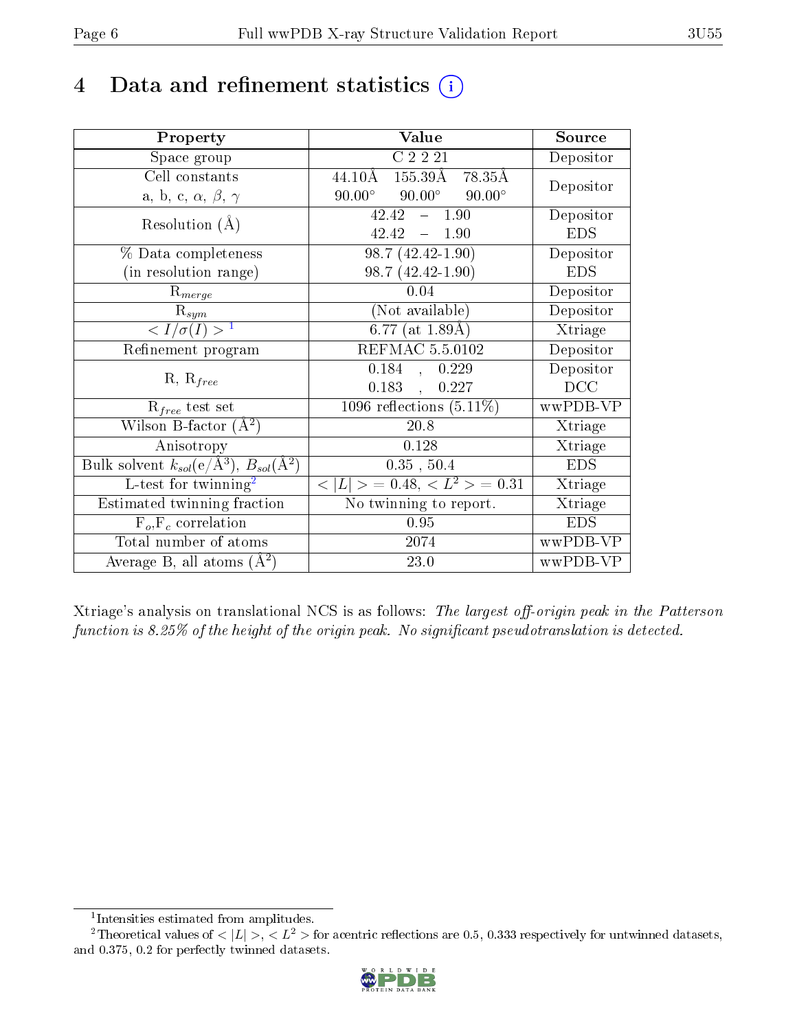# 4 Data and refinement statistics

| Property | Value | Source |
|---|---|---|
| Space group | C 2 2 21 | Depositor |
| Cell constants<br>a, b, c, $\alpha$, $\beta$, $\gamma$ | 44.10Å 155.39Å 78.35Å<br>90.00° 90.00° 90.00° | Depositor |
| Resolution (Å) | 42.42 – 1.90<br>42.42 – 1.90 | Depositor<br>EDS |
| % Data completeness<br>(in resolution range) | 98.7 (42.42-1.90)<br>98.7 (42.42-1.90) | Depositor<br>EDS |
| $R_{merge}$ | 0.04 | Depositor |
| $R_{sym}$ | (Not available) | Depositor |
| $< I/\sigma(I) >$ [1] | 6.77 (at 1.89Å) | Xtriage |
| Refinement program | REFMAC 5.5.0102 | Depositor |
| R, $R_{free}$ | 0.184 , 0.229<br>0.183 , 0.227 | Depositor<br>DCC |
| $R_{free}$ test set | 1096 reflections (5.11%) | wwPDB-VP |
| Wilson B-factor (Å$^2$) | 20.8 | Xtriage |
| Anisotropy | 0.128 | Xtriage |
| Bulk solvent $k_{sol}$(e/Å$^3$), $B_{sol}$(Å$^2$) | 0.35 , 50.4 | EDS |
| L-test for twinning[2] | $< \|L\| >$ = 0.48, $< L^2 >$ = 0.31 | Xtriage |
| Estimated twinning fraction | No twinning to report. | Xtriage |
| $F_o$,$F_c$ correlation | 0.95 | EDS |
| Total number of atoms | 2074 | wwPDB-VP |
| Average B, all atoms (Å$^2$) | 23.0 | wwPDB-VP |

Xtriage's analysis on translational NCS is as follows: *The largest off-origin peak in the Patterson function is 8.25% of the height of the origin peak. No significant pseudotranslation is detected.*

[1] Intensities estimated from amplitudes.

[2] Theoretical values of $< |L| >$, $< L^2 >$ for acentric reflections are 0.5, 0.333 respectively for untwinned datasets, and 0.375, 0.2 for perfectly twinned datasets.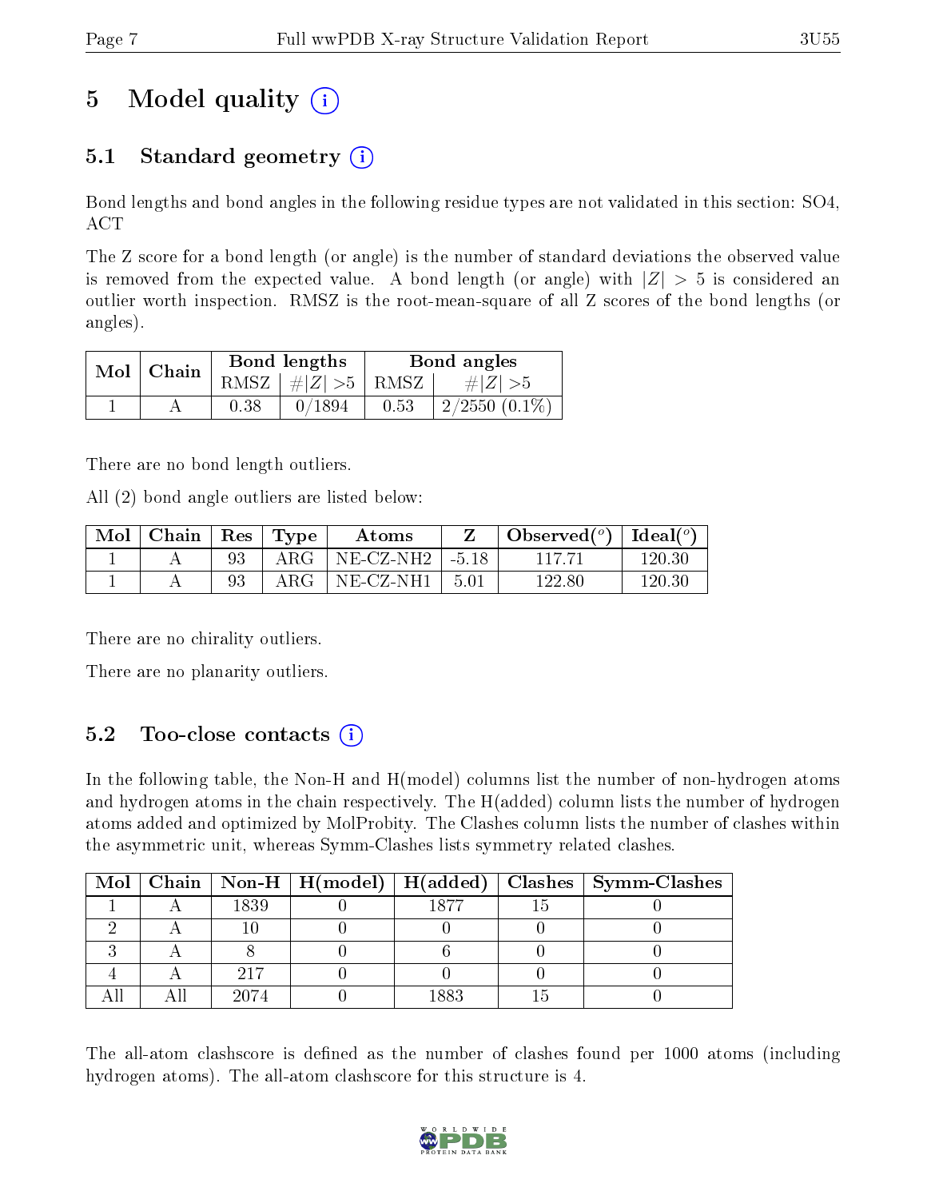# 5 Model quality

## 5.1 Standard geometry

Bond lengths and bond angles in the following residue types are not validated in this section: SO4, ACT

The Z score for a bond length (or angle) is the number of standard deviations the observed value is removed from the expected value. A bond length (or angle) with $|Z| > 5$ is considered an outlier worth inspection. RMSZ is the root-mean-square of all Z scores of the bond lengths (or angles).

| Mol | Chain | Bond lengths | | Bond angles | |
|---|---|---|---|---|---|
| | | RMSZ | $\#\|Z\| > 5$ | RMSZ | $\#\|Z\| > 5$ |
| 1 | A | 0.38 | 0/1894 | 0.53 | 2/2550 (0.1%) |

There are no bond length outliers.

All (2) bond angle outliers are listed below:

| Mol | Chain | Res | Type | Atoms | Z | Observed($^o$) | Ideal($^o$) |
|---|---|---|---|---|---|---|---|
| 1 | A | 93 | ARG | NE-CZ-NH2 | -5.18 | 117.71 | 120.30 |
| 1 | A | 93 | ARG | NE-CZ-NH1 | 5.01 | 122.80 | 120.30 |

There are no chirality outliers.

There are no planarity outliers.

## 5.2 Too-close contacts

In the following table, the Non-H and H(model) columns list the number of non-hydrogen atoms and hydrogen atoms in the chain respectively. The H(added) column lists the number of hydrogen atoms added and optimized by MolProbity. The Clashes column lists the number of clashes within the asymmetric unit, whereas Symm-Clashes lists symmetry related clashes.

| Mol | Chain | Non-H | H(model) | H(added) | Clashes | Symm-Clashes |
|---|---|---|---|---|---|---|
| 1 | A | 1839 | 0 | 1877 | 15 | 0 |
| 2 | A | 10 | 0 | 0 | 0 | 0 |
| 3 | A | 8 | 0 | 6 | 0 | 0 |
| 4 | A | 217 | 0 | 0 | 0 | 0 |
| All | All | 2074 | 0 | 1883 | 15 | 0 |

The all-atom clashscore is defined as the number of clashes found per 1000 atoms (including hydrogen atoms). The all-atom clashscore for this structure is 4.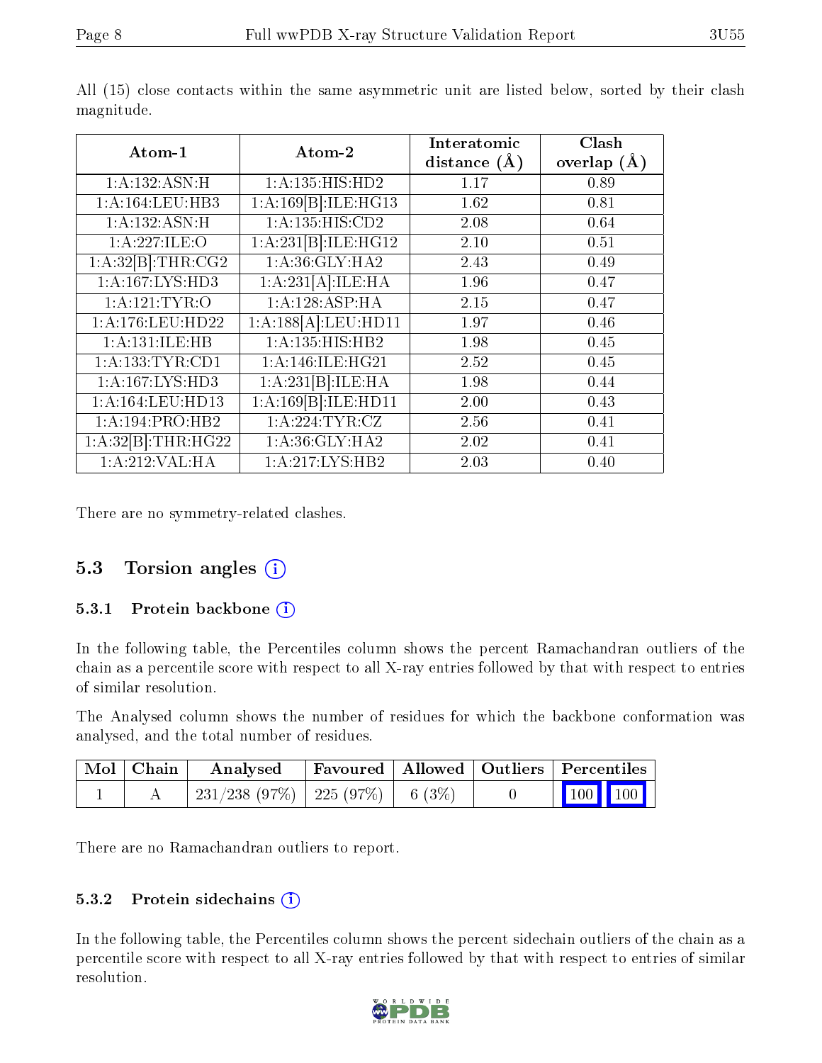All (15) close contacts within the same asymmetric unit are listed below, sorted by their clash magnitude.

| Atom-1 | Atom-2 | Interatomic distance (Å) | Clash overlap (Å) |
|---|---|---|---|
| 1:A:132:ASN:H | 1:A:135:HIS:HD2 | 1.17 | 0.89 |
| 1:A:164:LEU:HB3 | 1:A:169[B]:ILE:HG13 | 1.62 | 0.81 |
| 1:A:132:ASN:H | 1:A:135:HIS:CD2 | 2.08 | 0.64 |
| 1:A:227:ILE:O | 1:A:231[B]:ILE:HG12 | 2.10 | 0.51 |
| 1:A:32[B]:THR:CG2 | 1:A:36:GLY:HA2 | 2.43 | 0.49 |
| 1:A:167:LYS:HD3 | 1:A:231[A]:ILE:HA | 1.96 | 0.47 |
| 1:A:121:TYR:O | 1:A:128:ASP:HA | 2.15 | 0.47 |
| 1:A:176:LEU:HD22 | 1:A:188[A]:LEU:HD11 | 1.97 | 0.46 |
| 1:A:131:ILE:HB | 1:A:135:HIS:HB2 | 1.98 | 0.45 |
| 1:A:133:TYR:CD1 | 1:A:146:ILE:HG21 | 2.52 | 0.45 |
| 1:A:167:LYS:HD3 | 1:A:231[B]:ILE:HA | 1.98 | 0.44 |
| 1:A:164:LEU:HD13 | 1:A:169[B]:ILE:HD11 | 2.00 | 0.43 |
| 1:A:194:PRO:HB2 | 1:A:224:TYR:CZ | 2.56 | 0.41 |
| 1:A:32[B]:THR:HG22 | 1:A:36:GLY:HA2 | 2.02 | 0.41 |
| 1:A:212:VAL:HA | 1:A:217:LYS:HB2 | 2.03 | 0.40 |

There are no symmetry-related clashes.

## 5.3 Torsion angles

### 5.3.1 Protein backbone

In the following table, the Percentiles column shows the percent Ramachandran outliers of the chain as a percentile score with respect to all X-ray entries followed by that with respect to entries of similar resolution.

The Analysed column shows the number of residues for which the backbone conformation was analysed, and the total number of residues.

| Mol | Chain | Analysed | Favoured | Allowed | Outliers | Percentiles | |
|---|---|---|---|---|---|---|---|
| 1 | A | 231/238 (97%) | 225 (97%) | 6 (3%) | 0 | 100 | 100 |

There are no Ramachandran outliers to report.

### 5.3.2 Protein sidechains

In the following table, the Percentiles column shows the percent sidechain outliers of the chain as a percentile score with respect to all X-ray entries followed by that with respect to entries of similar resolution.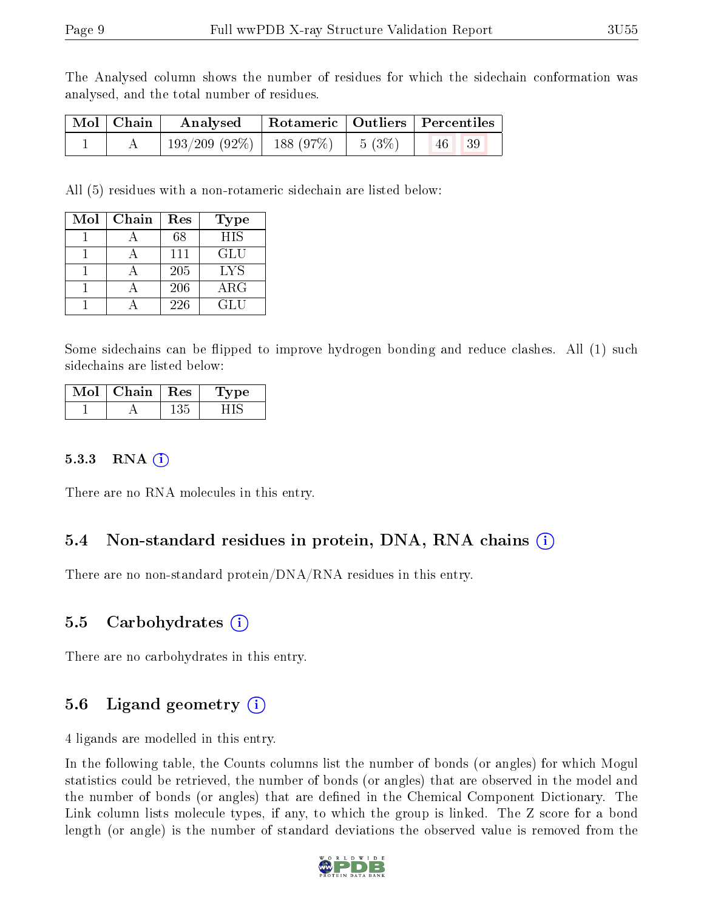The Analysed column shows the number of residues for which the sidechain conformation was analysed, and the total number of residues.

| Mol | Chain | Analysed | Rotameric | Outliers | Percentiles | |
|---|---|---|---|---|---|---|
| 1 | A | 193/209 (92%) | 188 (97%) | 5 (3%) | 46 | 39 |

All (5) residues with a non-rotameric sidechain are listed below:

| Mol | Chain | Res | Type |
|---|---|---|---|
| 1 | A | 68 | HIS |
| 1 | A | 111 | GLU |
| 1 | A | 205 | LYS |
| 1 | A | 206 | ARG |
| 1 | A | 226 | GLU |

Some sidechains can be flipped to improve hydrogen bonding and reduce clashes. All (1) such sidechains are listed below:

| Mol | Chain | Res | Type |
|---|---|---|---|
| 1 | A | 135 | HIS |

### 5.3.3 RNA

There are no RNA molecules in this entry.

## 5.4 Non-standard residues in protein, DNA, RNA chains

There are no non-standard protein/DNA/RNA residues in this entry.

## 5.5 Carbohydrates

There are no carbohydrates in this entry.

## 5.6 Ligand geometry

4 ligands are modelled in this entry.

In the following table, the Counts columns list the number of bonds (or angles) for which Mogul statistics could be retrieved, the number of bonds (or angles) that are observed in the model and the number of bonds (or angles) that are defined in the Chemical Component Dictionary. The Link column lists molecule types, if any, to which the group is linked. The Z score for a bond length (or angle) is the number of standard deviations the observed value is removed from the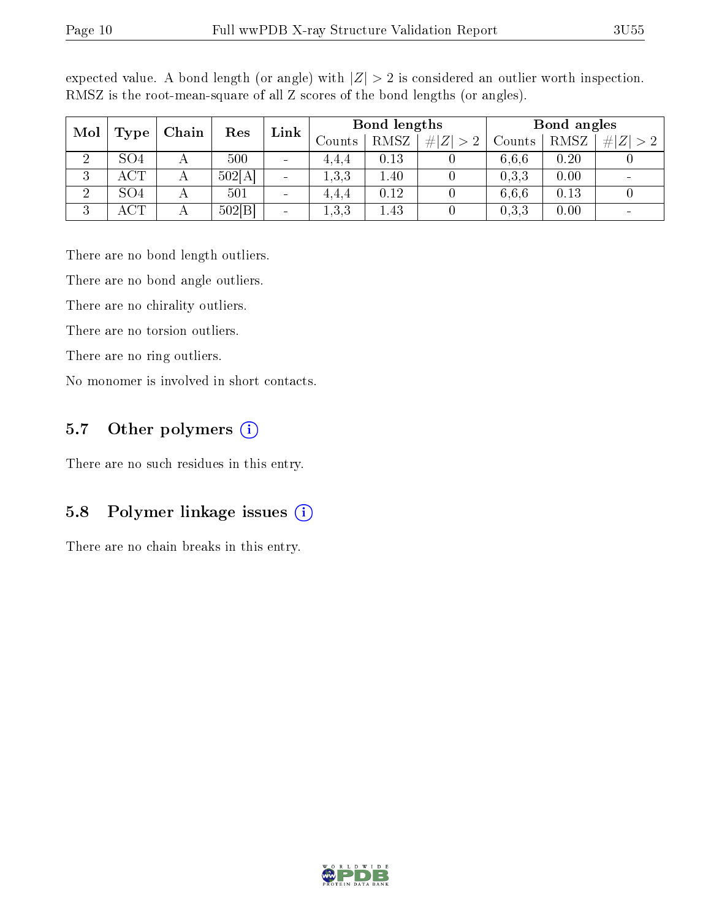expected value. A bond length (or angle) with $|Z| > 2$ is considered an outlier worth inspection. RMSZ is the root-mean-square of all Z scores of the bond lengths (or angles).

| Mol | Type | Chain | Res | Link | Bond lengths | | | Bond angles | | |
|---|---|---|---|---|---|---|---|---|---|---|
| | | | | | Counts | RMSZ | $\#\|Z\| > 2$ | Counts | RMSZ | $\#\|Z\| > 2$ |
| 2 | SO4 | A | 500 | - | 4,4,4 | 0.13 | 0 | 6,6,6 | 0.20 | 0 |
| 3 | ACT | A | 502[A] | - | 1,3,3 | 1.40 | 0 | 0,3,3 | 0.00 | - |
| 2 | SO4 | A | 501 | - | 4,4,4 | 0.12 | 0 | 6,6,6 | 0.13 | 0 |
| 3 | ACT | A | 502[B] | - | 1,3,3 | 1.43 | 0 | 0,3,3 | 0.00 | - |

There are no bond length outliers.

There are no bond angle outliers.

There are no chirality outliers.

There are no torsion outliers.

There are no ring outliers.

No monomer is involved in short contacts.

## 5.7 Other polymers

There are no such residues in this entry.

## 5.8 Polymer linkage issues

There are no chain breaks in this entry.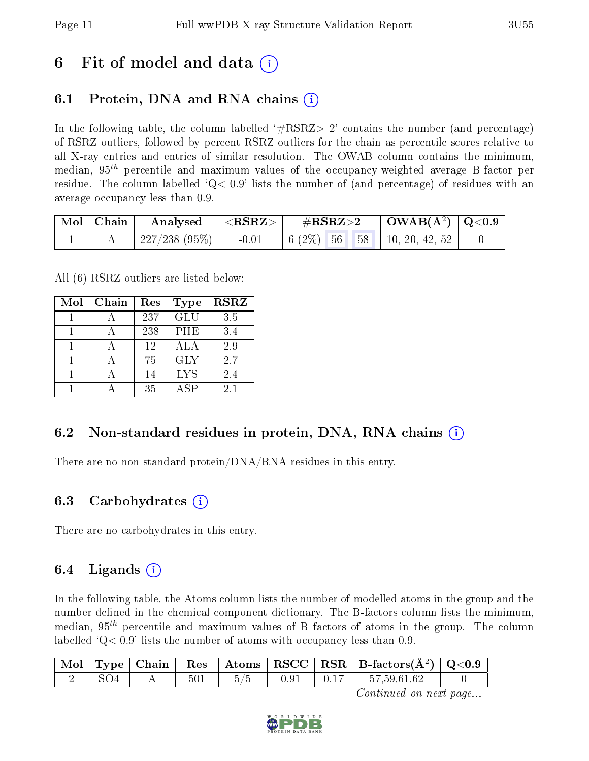# 6 Fit of model and data (i)

## 6.1 Protein, DNA and RNA chains (i)

In the following table, the column labelled '#RSRZ> 2' contains the number (and percentage) of RSRZ outliers, followed by percent RSRZ outliers for the chain as percentile scores relative to all X-ray entries and entries of similar resolution. The OWAB column contains the minimum, median, $95^{th}$ percentile and maximum values of the occupancy-weighted average B-factor per residue. The column labelled 'Q< 0.9' lists the number of (and percentage) of residues with an average occupancy less than 0.9.

| Mol | Chain | Analysed | <RSRZ> | #RSRZ>2 | | | OWAB(Å$^2$) | Q<0.9 |
|---|---|---|---|---|---|---|---|---|
| 1 | A | 227/238 (95%) | -0.01 | 6 (2%) | 56 | 58 | 10, 20, 42, 52 | 0 |

All (6) RSRZ outliers are listed below:

| Mol | Chain | Res | Type | RSRZ |
|---|---|---|---|---|
| 1 | A | 237 | GLU | 3.5 |
| 1 | A | 238 | PHE | 3.4 |
| 1 | A | 12 | ALA | 2.9 |
| 1 | A | 75 | GLY | 2.7 |
| 1 | A | 14 | LYS | 2.4 |
| 1 | A | 35 | ASP | 2.1 |

## 6.2 Non-standard residues in protein, DNA, RNA chains (i)

There are no non-standard protein/DNA/RNA residues in this entry.

## 6.3 Carbohydrates (i)

There are no carbohydrates in this entry.

## 6.4 Ligands (i)

In the following table, the Atoms column lists the number of modelled atoms in the group and the number defined in the chemical component dictionary. The B-factors column lists the minimum, median, $95^{th}$ percentile and maximum values of B factors of atoms in the group. The column labelled 'Q< 0.9' lists the number of atoms with occupancy less than 0.9.

| Mol | Type | Chain | Res | Atoms | RSCC | RSR | B-factors(Å$^2$) | Q<0.9 |
|---|---|---|---|---|---|---|---|---|
| 2 | SO4 | A | 501 | 5/5 | 0.91 | 0.17 | 57,59,61,62 | 0 |

*Continued on next page...*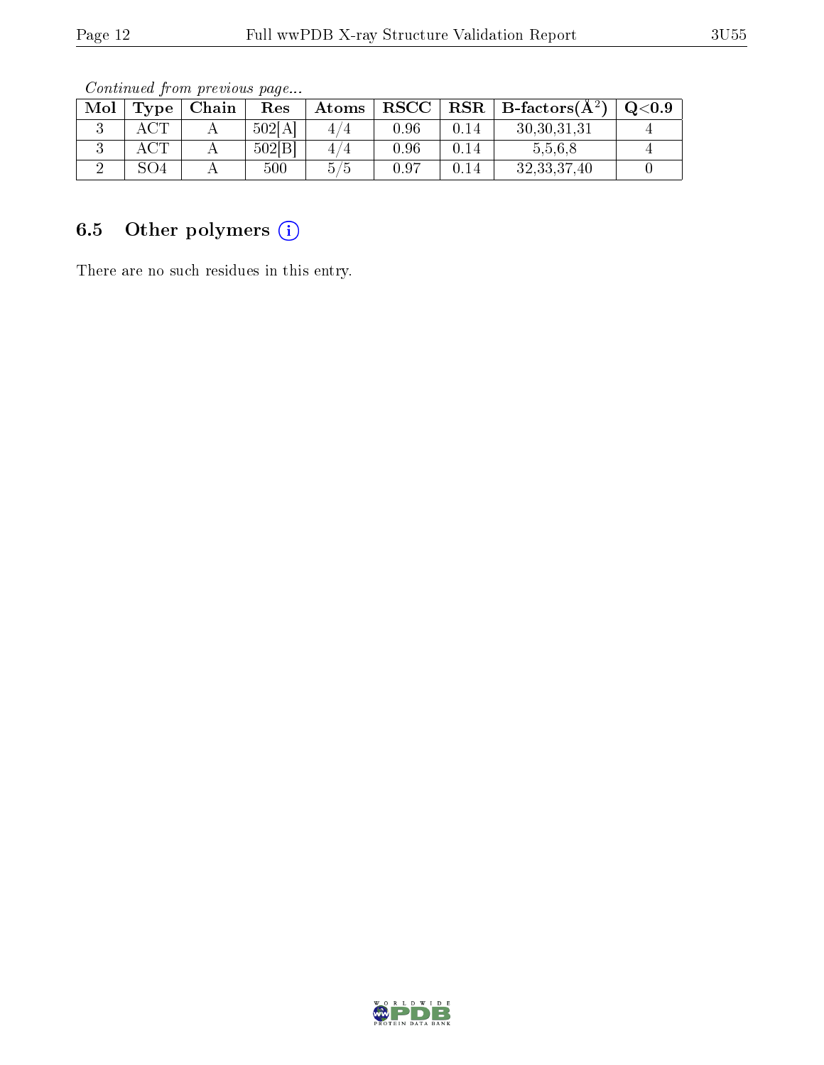*Continued from previous page...*

| Mol | Type | Chain | Res | Atoms | RSCC | RSR | B-factors(Å$^2$) | Q<0.9 |
|---|---|---|---|---|---|---|---|---|
| 3 | ACT | A | 502[A] | 4/4 | 0.96 | 0.14 | 30,30,31,31 | 4 |
| 3 | ACT | A | 502[B] | 4/4 | 0.96 | 0.14 | 5,5,6,8 | 4 |
| 2 | SO4 | A | 500 | 5/5 | 0.97 | 0.14 | 32,33,37,40 | 0 |

## 6.5 Other polymers (i)

There are no such residues in this entry.